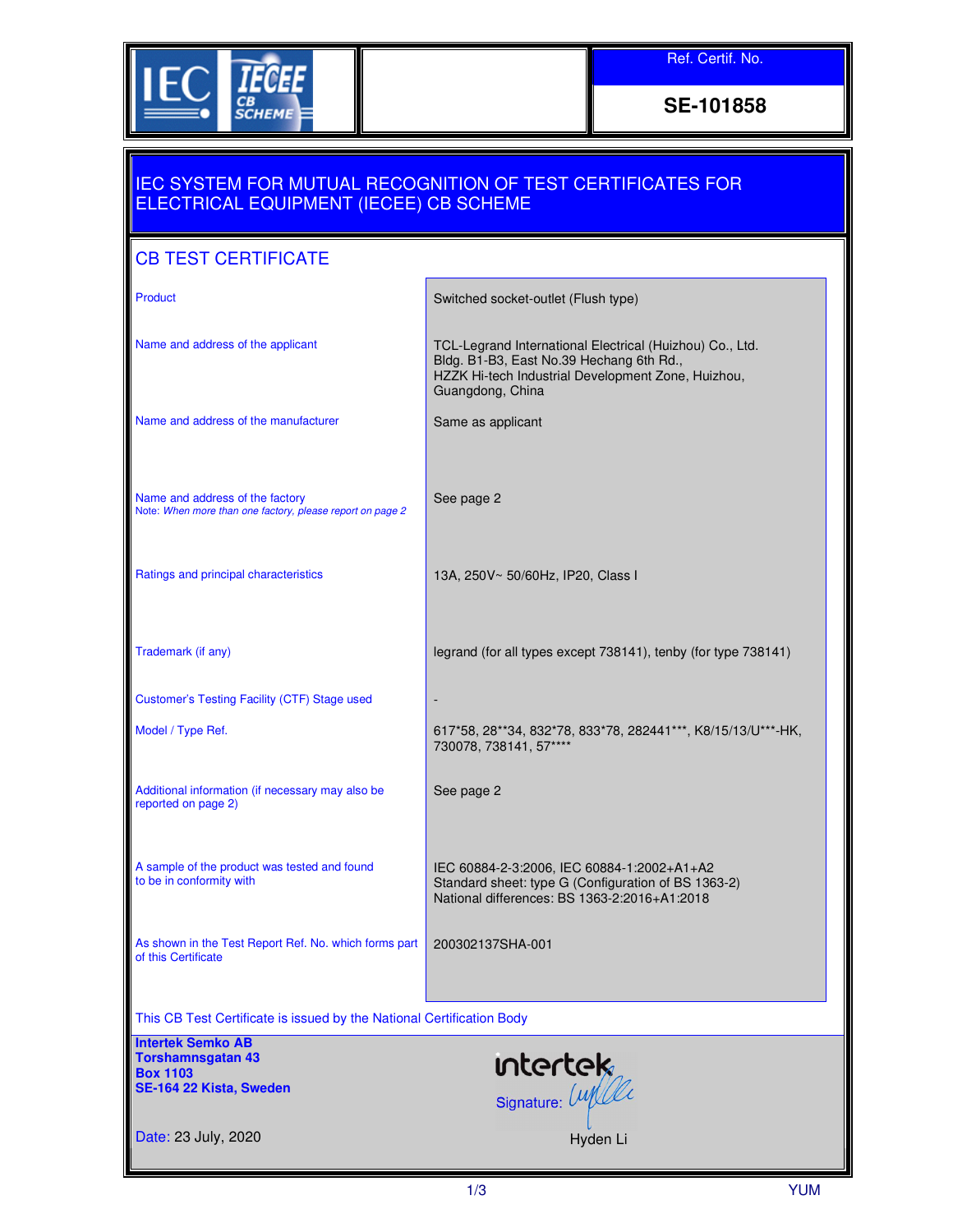IEC IECEE CB SCHEME

| Ref. Certif. No. |
|---|
| **SE-101858** |

# IEC SYSTEM FOR MUTUAL RECOGNITION OF TEST CERTIFICATES FOR ELECTRICAL EQUIPMENT (IECEE) CB SCHEME

## CB TEST CERTIFICATE

| | |
|---|---|
| Product | Switched socket-outlet (Flush type) |
| Name and address of the applicant | TCL-Legrand International Electrical (Huizhou) Co., Ltd.<br>Bldg. B1-B3, East No.39 Hechang 6th Rd.,<br>HZZK Hi-tech Industrial Development Zone, Huizhou,<br>Guangdong, China |
| Name and address of the manufacturer | Same as applicant |
| Name and address of the factory<br>Note: *When more than one factory, please report on page 2* | See page 2 |
| Ratings and principal characteristics | 13A, 250V~ 50/60Hz, IP20, Class I |
| Trademark (if any) | legrand (for all types except 738141), tenby (for type 738141) |
| Customer's Testing Facility (CTF) Stage used | - |
| Model / Type Ref. | 617*58, 28**34, 832*78, 833*78, 282441***, K8/15/13/U***-HK, 730078, 738141, 57**** |
| Additional information (if necessary may also be reported on page 2) | See page 2 |
| A sample of the product was tested and found to be in conformity with | IEC 60884-2-3:2006, IEC 60884-1:2002+A1+A2<br>Standard sheet: type G (Configuration of BS 1363-2)<br>National differences: BS 1363-2:2016+A1:2018 |
| As shown in the Test Report Ref. No. which forms part of this Certificate | 200302137SHA-001 |

This CB Test Certificate is issued by the National Certification Body

**Intertek Semko AB**
**Torshamnsgatan 43**
**Box 1103**
**SE-164 22 Kista, Sweden**

intertek

Signature: Hyden Li

Date: 23 July, 2020

YUM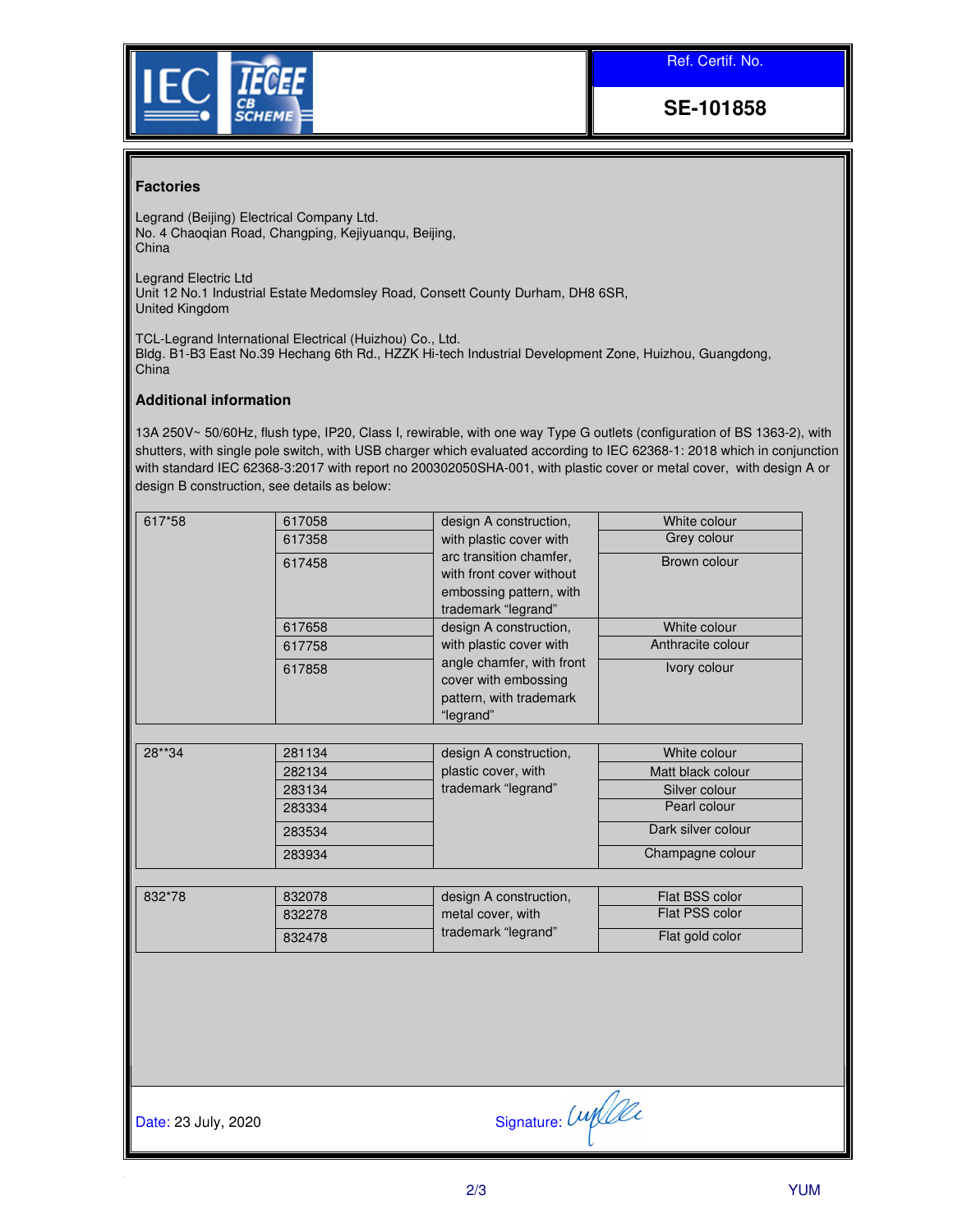Ref. Certif. No.

**SE-101858**

## Factories

Legrand (Beijing) Electrical Company Ltd.
No. 4 Chaoqian Road, Changping, Kejiyuanqu, Beijing,
China

Legrand Electric Ltd
Unit 12 No.1 Industrial Estate Medomsley Road, Consett County Durham, DH8 6SR,
United Kingdom

TCL-Legrand International Electrical (Huizhou) Co., Ltd.
Bldg. B1-B3 East No.39 Hechang 6th Rd., HZZK Hi-tech Industrial Development Zone, Huizhou, Guangdong,
China

## Additional information

13A 250V~ 50/60Hz, flush type, IP20, Class I, rewirable, with one way Type G outlets (configuration of BS 1363-2), with shutters, with single pole switch, with USB charger which evaluated according to IEC 62368-1: 2018 which in conjunction with standard IEC 62368-3:2017 with report no 200302050SHA-001, with plastic cover or metal cover, with design A or design B construction, see details as below:

| | | | |
|---|---|---|---|
| 617*58 | 617058 | design A construction, with plastic cover with arc transition chamfer, with front cover without embossing pattern, with trademark “legrand” | White colour |
| | 617358 | | Grey colour |
| | 617458 | | Brown colour |
| | 617658 | design A construction, with plastic cover with angle chamfer, with front cover with embossing pattern, with trademark “legrand” | White colour |
| | 617758 | | Anthracite colour |
| | 617858 | | Ivory colour |

| | | | |
|---|---|---|---|
| 28**34 | 281134 | design A construction, plastic cover, with trademark “legrand” | White colour |
| | 282134 | | Matt black colour |
| | 283134 | | Silver colour |
| | 283334 | | Pearl colour |
| | 283534 | | Dark silver colour |
| | 283934 | | Champagne colour |

| | | | |
|---|---|---|---|
| 832*78 | 832078 | design A construction, metal cover, with trademark “legrand” | Flat BSS color |
| | 832278 | | Flat PSS color |
| | 832478 | | Flat gold color |

Date: 23 July, 2020

Signature: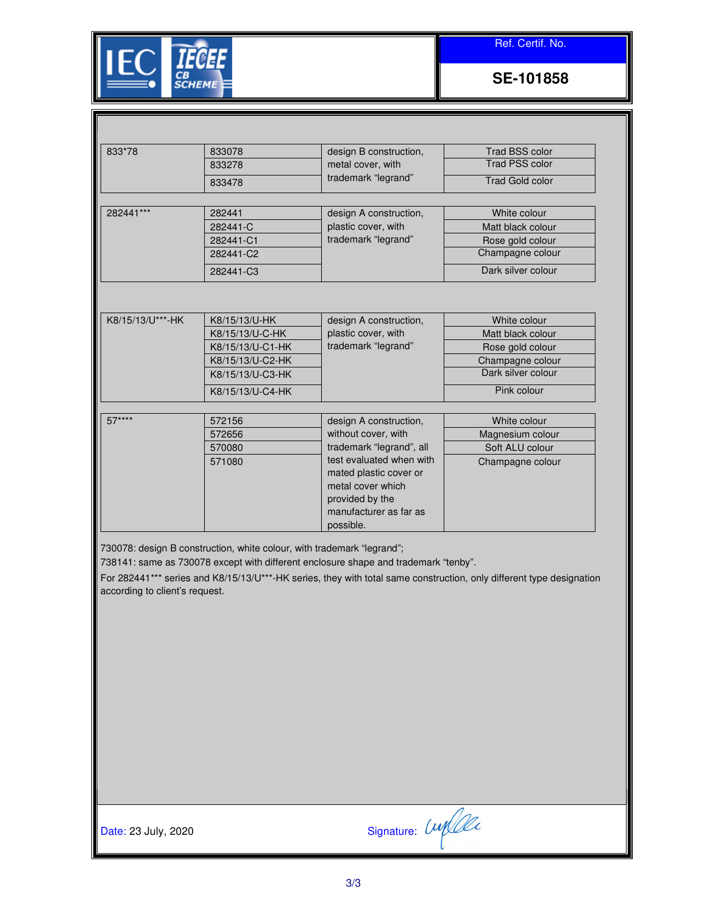Ref. Certif. No.

**SE-101858**

| | | | |
|---|---|---|---|
| 833*78 | 833078 | design B construction, metal cover, with trademark “legrand” | Trad BSS color |
| | 833278 | | Trad PSS color |
| | 833478 | | Trad Gold color |

| | | | |
|---|---|---|---|
| 282441*** | 282441 | design A construction, plastic cover, with trademark “legrand” | White colour |
| | 282441-C | | Matt black colour |
| | 282441-C1 | | Rose gold colour |
| | 282441-C2 | | Champagne colour |
| | 282441-C3 | | Dark silver colour |

| | | | |
|---|---|---|---|
| K8/15/13/U***-HK | K8/15/13/U-HK | design A construction, plastic cover, with trademark “legrand” | White colour |
| | K8/15/13/U-C-HK | | Matt black colour |
| | K8/15/13/U-C1-HK | | Rose gold colour |
| | K8/15/13/U-C2-HK | | Champagne colour |
| | K8/15/13/U-C3-HK | | Dark silver colour |
| | K8/15/13/U-C4-HK | | Pink colour |

| | | | |
|---|---|---|---|
| 57**** | 572156 | design A construction, without cover, with trademark “legrand”, all test evaluated when with mated plastic cover or metal cover which provided by the manufacturer as far as possible. | White colour |
| | 572656 | | Magnesium colour |
| | 570080 | | Soft ALU colour |
| | 571080 | | Champagne colour |

730078: design B construction, white colour, with trademark “legrand”;

738141: same as 730078 except with different enclosure shape and trademark “tenby”.

For 282441*** series and K8/15/13/U***-HK series, they with total same construction, only different type designation according to client’s request.

Date: 23 July, 2020

Signature: